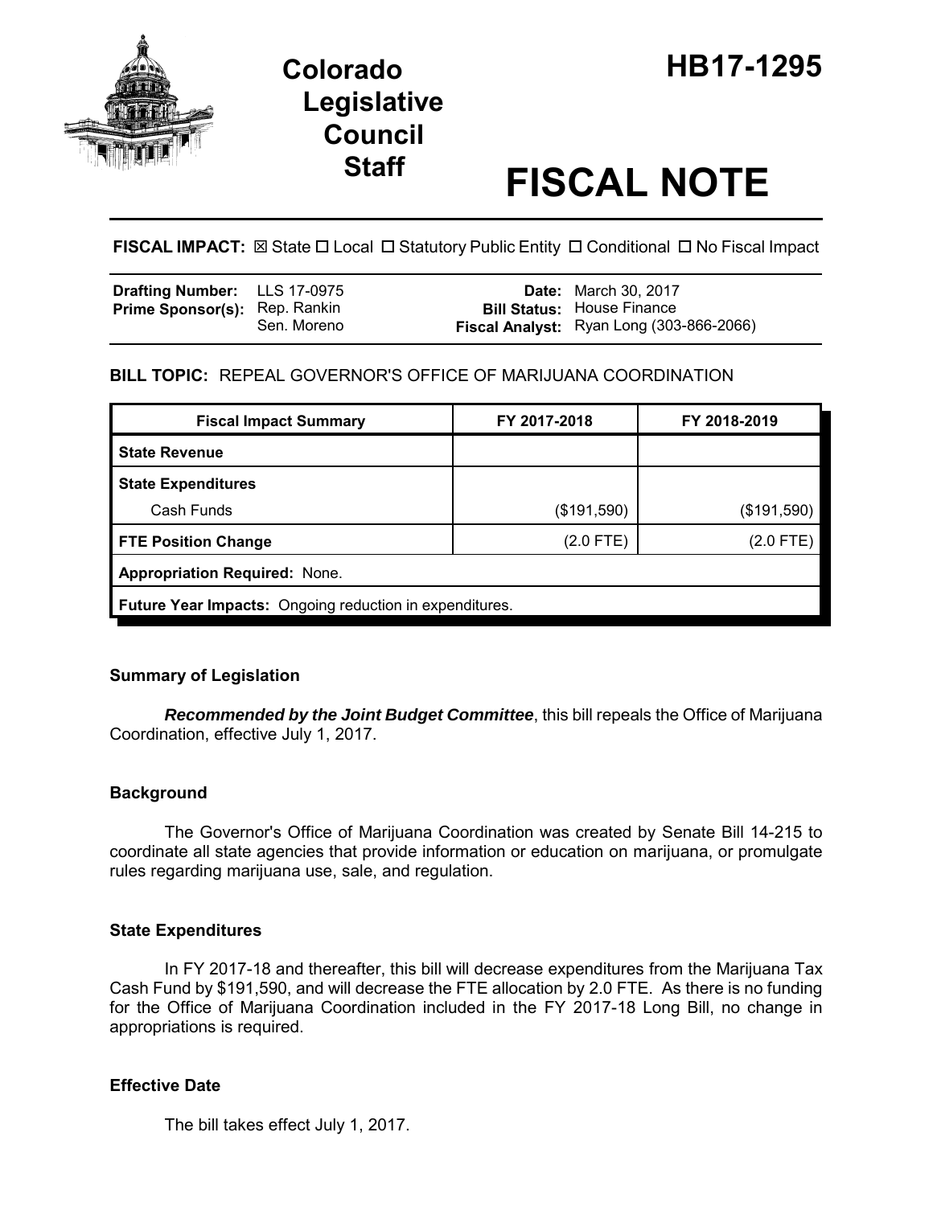# Colorado Legislative Council Staff

# HB17-1295

# FISCAL NOTE

**FISCAL IMPACT:** ☒ State ☐ Local ☐ Statutory Public Entity ☐ Conditional ☐ No Fiscal Impact

| | | | |
|---|---|---|---|
| **Drafting Number:** | LLS 17-0975 | **Date:** | March 30, 2017 |
| **Prime Sponsor(s):** | Rep. Rankin<br>Sen. Moreno | **Bill Status:** | House Finance |
| | | **Fiscal Analyst:** | Ryan Long (303-866-2066) |

**BILL TOPIC:** REPEAL GOVERNOR'S OFFICE OF MARIJUANA COORDINATION

| Fiscal Impact Summary | FY 2017-2018 | FY 2018-2019 |
|---|---|---|
| **State Revenue** | | |
| **State Expenditures** | | |
| Cash Funds | ($191,590) | ($191,590) |
| **FTE Position Change** | (2.0 FTE) | (2.0 FTE) |
| **Appropriation Required:** None. | | |
| **Future Year Impacts:** Ongoing reduction in expenditures. | | |

## Summary of Legislation

***Recommended by the Joint Budget Committee***, this bill repeals the Office of Marijuana Coordination, effective July 1, 2017.

## Background

The Governor's Office of Marijuana Coordination was created by Senate Bill 14-215 to coordinate all state agencies that provide information or education on marijuana, or promulgate rules regarding marijuana use, sale, and regulation.

## State Expenditures

In FY 2017-18 and thereafter, this bill will decrease expenditures from the Marijuana Tax Cash Fund by $191,590, and will decrease the FTE allocation by 2.0 FTE. As there is no funding for the Office of Marijuana Coordination included in the FY 2017-18 Long Bill, no change in appropriations is required.

## Effective Date

The bill takes effect July 1, 2017.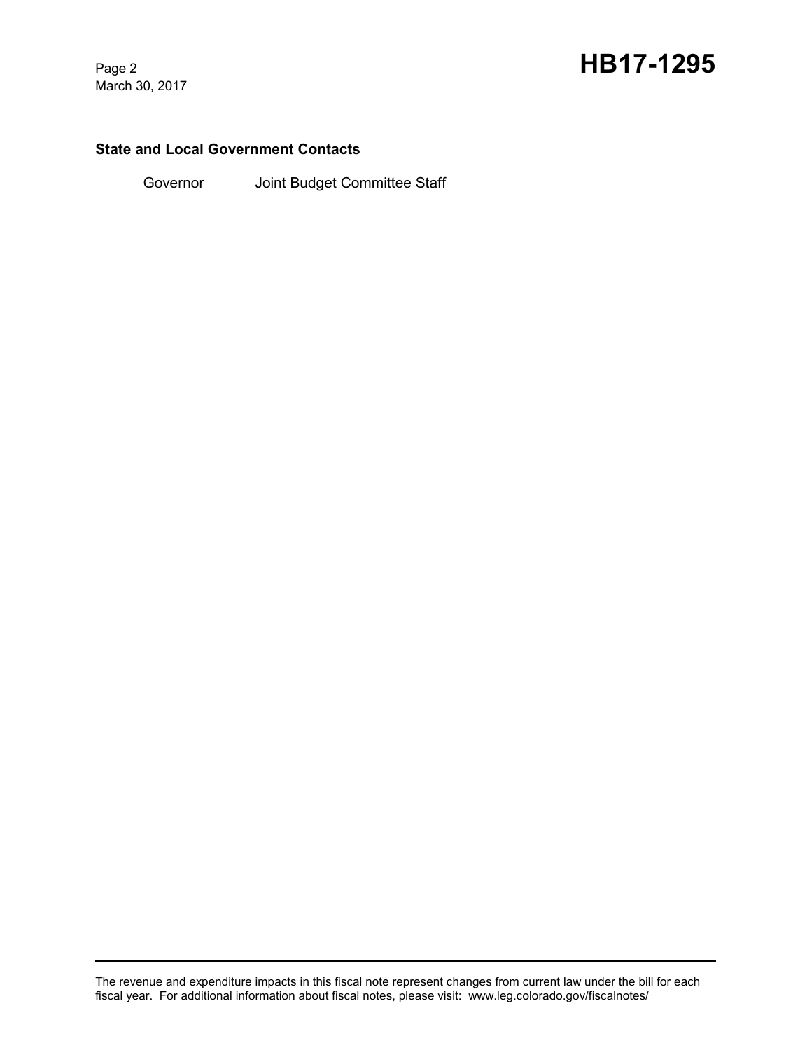**State and Local Government Contacts**

Governor Joint Budget Committee Staff

The revenue and expenditure impacts in this fiscal note represent changes from current law under the bill for each fiscal year. For additional information about fiscal notes, please visit: www.leg.colorado.gov/fiscalnotes/